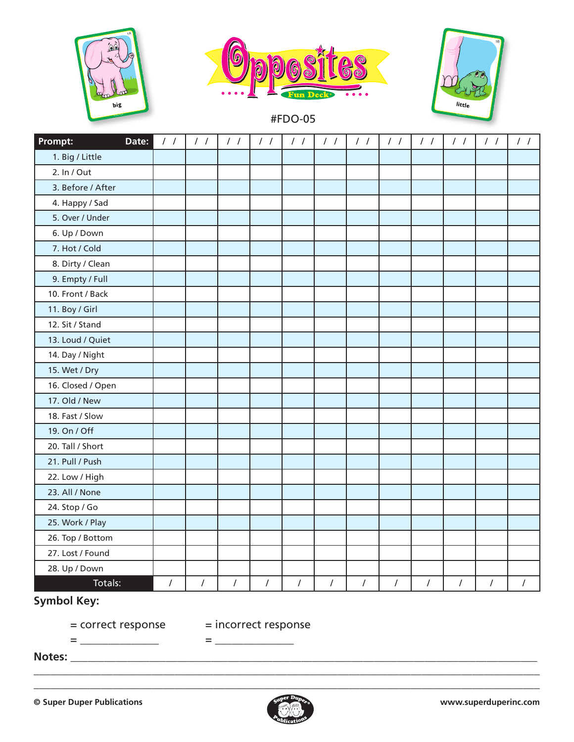# Opposites Fun Deck

#FDO-05

| Prompt: Date: | / / | / / | / / | / / | / / | / / | / / | / / | / / | / / | / / | / / |
|---|---|---|---|---|---|---|---|---|---|---|---|---|
| 1. Big / Little | | | | | | | | | | | | |
| 2. In / Out | | | | | | | | | | | | |
| 3. Before / After | | | | | | | | | | | | |
| 4. Happy / Sad | | | | | | | | | | | | |
| 5. Over / Under | | | | | | | | | | | | |
| 6. Up / Down | | | | | | | | | | | | |
| 7. Hot / Cold | | | | | | | | | | | | |
| 8. Dirty / Clean | | | | | | | | | | | | |
| 9. Empty / Full | | | | | | | | | | | | |
| 10. Front / Back | | | | | | | | | | | | |
| 11. Boy / Girl | | | | | | | | | | | | |
| 12. Sit / Stand | | | | | | | | | | | | |
| 13. Loud / Quiet | | | | | | | | | | | | |
| 14. Day / Night | | | | | | | | | | | | |
| 15. Wet / Dry | | | | | | | | | | | | |
| 16. Closed / Open | | | | | | | | | | | | |
| 17. Old / New | | | | | | | | | | | | |
| 18. Fast / Slow | | | | | | | | | | | | |
| 19. On / Off | | | | | | | | | | | | |
| 20. Tall / Short | | | | | | | | | | | | |
| 21. Pull / Push | | | | | | | | | | | | |
| 22. Low / High | | | | | | | | | | | | |
| 23. All / None | | | | | | | | | | | | |
| 24. Stop / Go | | | | | | | | | | | | |
| 25. Work / Play | | | | | | | | | | | | |
| 26. Top / Bottom | | | | | | | | | | | | |
| 27. Lost / Found | | | | | | | | | | | | |
| 28. Up / Down | | | | | | | | | | | | |
| Totals: | / | / | / | / | / | / | / | / | / | / | / | / |

**Symbol Key:**

= correct response = incorrect response

= _______________ = _______________

**Notes:** ______________________________________________________________________________

______________________________________________________________________________________

______________________________________________________________________________________

© Super Duper Publications www.superduperinc.com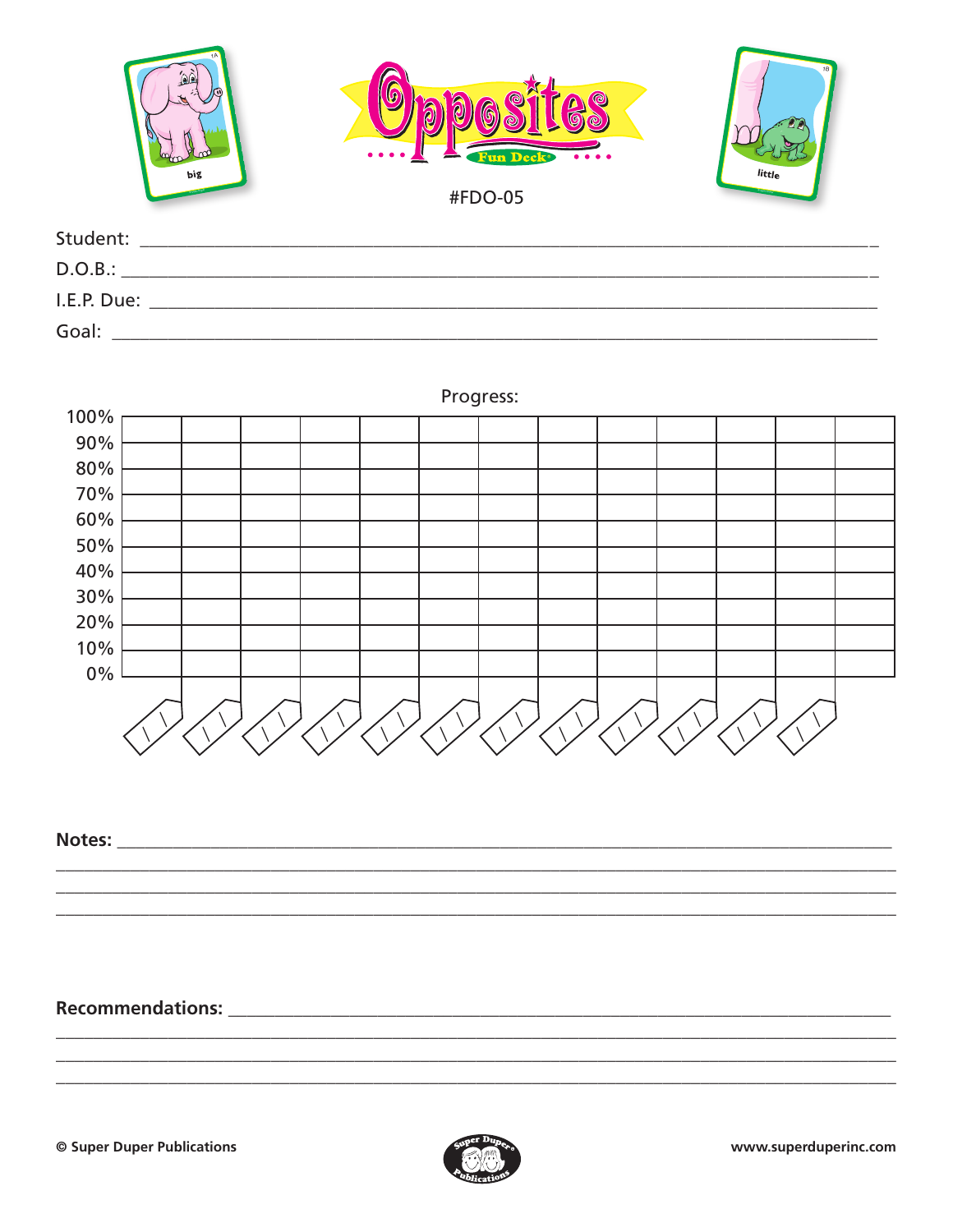big

# Opposites

Fun Deck®

#FDO-05

little

Student: ___________________________________________

D.O.B.: ___________________________________________

I.E.P. Due: ___________________________________________

Goal: ___________________________________________

Progress:

100%
90%
80%
70%
60%
50%
40%
30%
20%
10%
0%

**Notes:** ___________________________________________

___________________________________________

___________________________________________

___________________________________________

**Recommendations:** ___________________________________________

___________________________________________

___________________________________________

___________________________________________

**© Super Duper Publications**

**www.superduperinc.com**